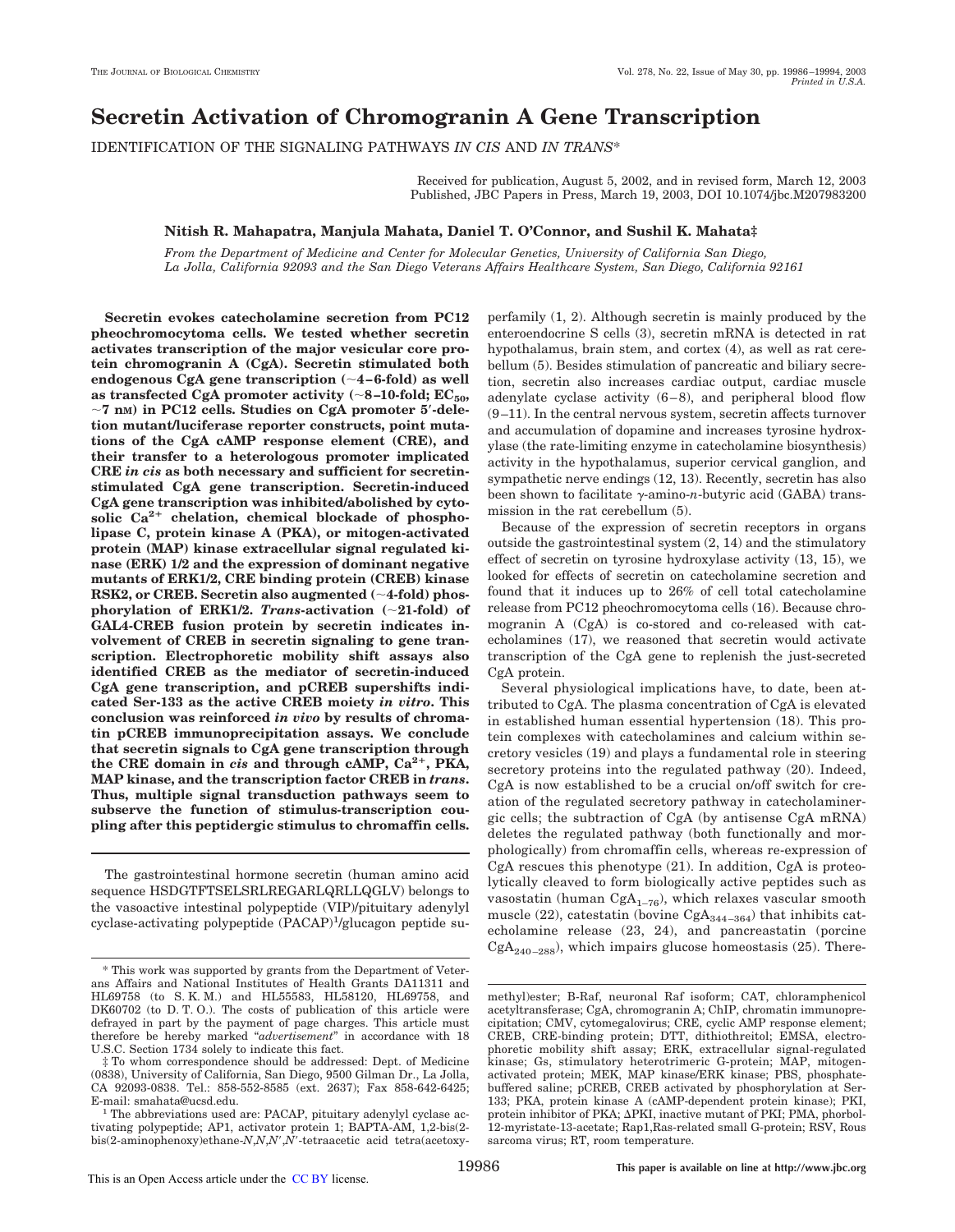# Secretin Activation of Chromogranin A Gene Transcription

IDENTIFICATION OF THE SIGNALING PATHWAYS *IN CIS* AND *IN TRANS**

Received for publication, August 5, 2002, and in revised form, March 12, 2003
Published, JBC Papers in Press, March 19, 2003, DOI 10.1074/jbc.M207983200

**Nitish R. Mahapatra, Manjula Mahata, Daniel T. O'Connor, and Sushil K. Mahata‡**

*From the Department of Medicine and Center for Molecular Genetics, University of California San Diego, La Jolla, California 92093 and the San Diego Veterans Affairs Healthcare System, San Diego, California 92161*

**Secretin evokes catecholamine secretion from PC12 pheochromocytoma cells. We tested whether secretin activates transcription of the major vesicular core protein chromogranin A (CgA). Secretin stimulated both endogenous CgA gene transcription (~4–6-fold) as well as transfected CgA promoter activity (~8–10-fold; $EC_{50}$, ~7 nM) in PC12 cells. Studies on CgA promoter 5′-deletion mutant/luciferase reporter constructs, point mutations of the CgA cAMP response element (CRE), and their transfer to a heterologous promoter implicated CRE *in cis* as both necessary and sufficient for secretin-stimulated CgA gene transcription. Secretin-induced CgA gene transcription was inhibited/abolished by cytosolic $Ca^{2+}$ chelation, chemical blockade of phospholipase C, protein kinase A (PKA), or mitogen-activated protein (MAP) kinase extracellular signal regulated kinase (ERK) 1/2 and the expression of dominant negative mutants of ERK1/2, CRE binding protein (CREB) kinase RSK2, or CREB. Secretin also augmented (~4-fold) phosphorylation of ERK1/2. *Trans*-activation (~21-fold) of GAL4-CREB fusion protein by secretin indicates involvement of CREB in secretin signaling to gene transcription. Electrophoretic mobility shift assays also identified CREB as the mediator of secretin-induced CgA gene transcription, and pCREB supershifts indicated Ser-133 as the active CREB moiety *in vitro*. This conclusion was reinforced *in vivo* by results of chromatin pCREB immunoprecipitation assays. We conclude that secretin signals to CgA gene transcription through the CRE domain in *cis* and through cAMP, $Ca^{2+}$, PKA, MAP kinase, and the transcription factor CREB in *trans*. Thus, multiple signal transduction pathways seem to subserve the function of stimulus-transcription coupling after this peptidergic stimulus to chromaffin cells.**

The gastrointestinal hormone secretin (human amino acid sequence HSDGTFTSELSRLREGARLQRLLQGLV) belongs to the vasoactive intestinal polypeptide (VIP)/pituitary adenylyl cyclase-activating polypeptide (PACAP)[1]/glucagon peptide superfamily (1, 2). Although secretin is mainly produced by the enteroendocrine S cells (3), secretin mRNA is detected in rat hypothalamus, brain stem, and cortex (4), as well as rat cerebellum (5). Besides stimulation of pancreatic and biliary secretion, secretin also increases cardiac output, cardiac muscle adenylate cyclase activity (6–8), and peripheral blood flow (9–11). In the central nervous system, secretin affects turnover and accumulation of dopamine and increases tyrosine hydroxylase (the rate-limiting enzyme in catecholamine biosynthesis) activity in the hypothalamus, superior cervical ganglion, and sympathetic nerve endings (12, 13). Recently, secretin has also been shown to facilitate γ-amino-*n*-butyric acid (GABA) transmission in the rat cerebellum (5).

Because of the expression of secretin receptors in organs outside the gastrointestinal system (2, 14) and the stimulatory effect of secretin on tyrosine hydroxylase activity (13, 15), we looked for effects of secretin on catecholamine secretion and found that it induces up to 26% of cell total catecholamine release from PC12 pheochromocytoma cells (16). Because chromogranin A (CgA) is co-stored and co-released with catecholamines (17), we reasoned that secretin would activate transcription of the CgA gene to replenish the just-secreted CgA protein.

Several physiological implications have, to date, been attributed to CgA. The plasma concentration of CgA is elevated in established human essential hypertension (18). This protein complexes with catecholamines and calcium within secretory vesicles (19) and plays a fundamental role in steering secretory proteins into the regulated pathway (20). Indeed, CgA is now established to be a crucial on/off switch for creation of the regulated secretory pathway in catecholaminergic cells; the subtraction of CgA (by antisense CgA mRNA) deletes the regulated pathway (both functionally and morphologically) from chromaffin cells, whereas re-expression of CgA rescues this phenotype (21). In addition, CgA is proteolytically cleaved to form biologically active peptides such as vasostatin (human $CgA_{1-76}$), which relaxes vascular smooth muscle (22), catestatin (bovine $CgA_{344-364}$) that inhibits catecholamine release (23, 24), and pancreastatin (porcine $CgA_{240-288}$), which impairs glucose homeostasis (25). There-

\* This work was supported by grants from the Department of Veterans Affairs and National Institutes of Health Grants DA11311 and HL69758 (to S. K. M.) and HL55583, HL58120, HL69758, and DK60702 (to D. T. O.). The costs of publication of this article were defrayed in part by the payment of page charges. This article must therefore be hereby marked "*advertisement*" in accordance with 18 U.S.C. Section 1734 solely to indicate this fact.

‡ To whom correspondence should be addressed: Dept. of Medicine (0838), University of California, San Diego, 9500 Gilman Dr., La Jolla, CA 92093-0838. Tel.: 858-552-8585 (ext. 2637); Fax 858-642-6425; E-mail: smahata@ucsd.edu.

[1] The abbreviations used are: PACAP, pituitary adenylyl cyclase activating polypeptide; AP1, activator protein 1; BAPTA-AM, 1,2-bis(2-bis(2-aminophenoxy)ethane-*N*,*N*,*N′*,*N′*-tetraacetic acid tetra(acetoxymethyl)ester; B-Raf, neuronal Raf isoform; CAT, chloramphenicol acetyltransferase; CgA, chromogranin A; ChIP, chromatin immunoprecipitation; CMV, cytomegalovirus; CRE, cyclic AMP response element; CREB, CRE-binding protein; DTT, dithiothreitol; EMSA, electrophoretic mobility shift assay; ERK, extracellular signal-regulated kinase; Gs, stimulatory heterotrimeric G-protein; MAP, mitogen-activated protein; MEK, MAP kinase/ERK kinase; PBS, phosphate-buffered saline; pCREB, CREB activated by phosphorylation at Ser-133; PKA, protein kinase A (cAMP-dependent protein kinase); PKI, protein inhibitor of PKA; ΔPKI, inactive mutant of PKI; PMA, phorbol-12-myristate-13-acetate; Rap1,Ras-related small G-protein; RSV, Rous sarcoma virus; RT, room temperature.

This is an Open Access article under the CC BY license.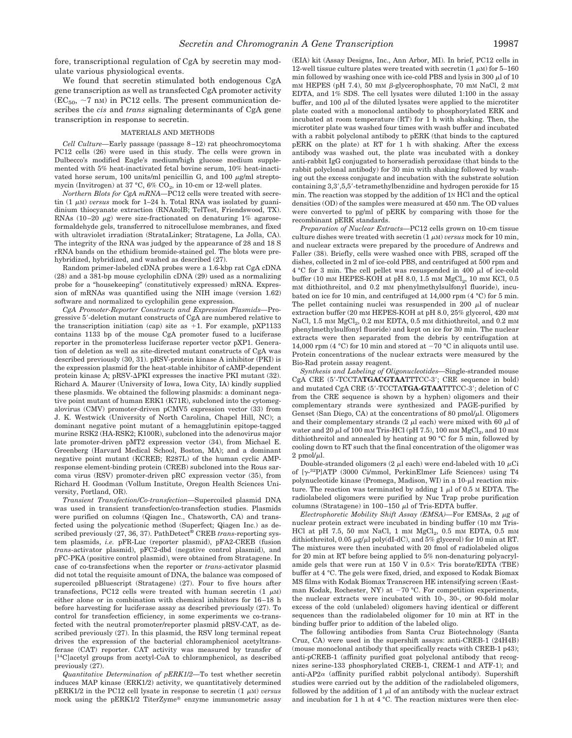fore, transcriptional regulation of CgA by secretin may modulate various physiological events.

We found that secretin stimulated both endogenous CgA gene transcription as well as transfected CgA promoter activity ($EC_{50}$, ~7 nM) in PC12 cells. The present communication describes the *cis* and *trans* signaling determinants of CgA gene transcription in response to secretin.

## MATERIALS AND METHODS

*Cell Culture*—Early passage (passage 8–12) rat pheochromocytoma PC12 cells (26) were used in this study. The cells were grown in Dulbecco's modified Eagle's medium/high glucose medium supplemented with 5% heat-inactivated fetal bovine serum, 10% heat-inactivated horse serum, 100 units/ml penicillin G, and 100 μg/ml streptomycin (Invitrogen) at 37 °C, 6% $CO_2$, in 10-cm or 12-well plates.

*Northern Blots for CgA mRNA*—PC12 cells were treated with secretin (1 μM) *versus* mock for 1–24 h. Total RNA was isolated by guanidinium thiocyanate extraction (RNAzolB; TelTest, Friendswood, TX). RNAs (10–20 μg) were size-fractionated on denaturing 1% agarose-formaldehyde gels, transferred to nitrocellulose membranes, and fixed with ultraviolet irradiation (StrataLinker; Stratagene, La Jolla, CA). The integrity of the RNA was judged by the appearance of 28 and 18 S rRNA bands on the ethidium bromide-stained gel. The blots were prehybridized, hybridized, and washed as described (27).

Random primer-labeled cDNA probes were a 1.6-kbp rat CgA cDNA (28) and a 381-bp mouse cyclophilin cDNA (29) used as a normalizing probe for a "housekeeping" (constitutively expressed) mRNA. Expression of mRNAs was quantified using the NIH image (version 1.62) software and normalized to cyclophilin gene expression.

*CgA Promoter-Reporter Constructs and Expression Plasmids*—Progressive 5′-deletion mutant constructs of CgA are numbered relative to the transcription initiation (cap) site as +1. For example, pXP1133 contains 1133 bp of the mouse CgA promoter fused to a luciferase reporter in the promoterless luciferase reporter vector pXP1. Generation of deletion as well as site-directed mutant constructs of CgA was described previously (30, 31). pRSV-protein kinase A inhibitor (PKI) is the expression plasmid for the heat-stable inhibitor of cAMP-dependent protein kinase A; pRSV-ΔPKI expresses the inactive PKI mutant (32). Richard A. Maurer (University of Iowa, Iowa City, IA) kindly supplied these plasmids. We obtained the following plasmids: a dominant negative point mutant of human ERK1 (K71R), subcloned into the cytomegalovirus (CMV) promoter-driven pCMV5 expression vector (33) from J. K. Westwick (University of North Carolina, Chapel Hill, NC); a dominant negative point mutant of a hemagglutinin epitope-tagged murine RSK2 (HA-RSK2; K100R), subcloned into the adenovirus major late promoter-driven pMT2 expression vector (34), from Michael E. Greenberg (Harvard Medical School, Boston, MA); and a dominant negative point mutant (KCREB; R287L) of the human cyclic AMP-response element-binding protein (CREB) subcloned into the Rous sarcoma virus (RSV) promoter-driven pRC expression vector (35), from Richard H. Goodman (Vollum Institute, Oregon Health Sciences University, Portland, OR).

*Transient Transfection/Co-transfection*—Supercoiled plasmid DNA was used in transient transfection/co-transfection studies. Plasmids were purified on columns (Qiagen Inc., Chatsworth, CA) and transfected using the polycationic method (Superfect; Qiagen Inc.) as described previously (27, 36, 37). PathDetect® CREB *trans*-reporting system plasmids, *i.e.* pFR-Luc (reporter plasmid), pFA2-CREB (fusion *trans*-activator plasmid), pFC2-dbd (negative control plasmid), and pFC-PKA (positive control plasmid), were obtained from Stratagene. In case of co-transfections when the reporter or *trans*-activator plasmid did not total the requisite amount of DNA, the balance was composed of supercoiled pBluescript (Stratagene) (27). Four to five hours after transfections, PC12 cells were treated with human secretin (1 μM) either alone or in combination with chemical inhibitors for 16–18 h before harvesting for luciferase assay as described previously (27). To control for transfection efficiency, in some experiments we co-transfected with the neutral promoter/reporter plasmid pRSV-CAT, as described previously (27). In this plasmid, the RSV long terminal repeat drives the expression of the bacterial chloramphenicol acetyltransferase (CAT) reporter. CAT activity was measured by transfer of [$^{14}$C]acetyl groups from acetyl-CoA to chloramphenicol, as described previously (27).

*Quantitative Determination of pERK1/2*—To test whether secretin induces MAP kinase (ERK1/2) activity, we quantitatively determined pERK1/2 in the PC12 cell lysate in response to secretin (1 μM) *versus* mock using the pERK1/2 TiterZyme® enzyme immunometric assay (EIA) kit (Assay Designs, Inc., Ann Arbor, MI). In brief, PC12 cells in 12-well tissue culture plates were treated with secretin (1 μM) for 5–160 min followed by washing once with ice-cold PBS and lysis in 300 μl of 10 mM HEPES (pH 7.4), 50 mM β-glycerophosphate, 70 mM NaCl, 2 mM EDTA, and 1% SDS. The cell lysates were diluted 1:100 in the assay buffer, and 100 μl of the diluted lysates were applied to the microtiter plate coated with a monoclonal antibody to phosphorylated ERK and incubated at room temperature (RT) for 1 h with shaking. Then, the microtiter plate was washed four times with wash buffer and incubated with a rabbit polyclonal antibody to pERK (that binds to the captured pERK on the plate) at RT for 1 h with shaking. After the excess antibody was washed out, the plate was incubated with a donkey anti-rabbit IgG conjugated to horseradish peroxidase (that binds to the rabbit polyclonal antibody) for 30 min with shaking followed by washing out the excess conjugate and incubation with the substrate solution containing 3,3′,5,5′-tetramethylbenzidine and hydrogen peroxide for 15 min. The reaction was stopped by the addition of 1N HCl and the optical densities (OD) of the samples were measured at 450 nm. The OD values were converted to pg/ml of pERK by comparing with those for the recombinant pERK standards.

*Preparation of Nuclear Extracts*—PC12 cells grown on 10-cm tissue culture dishes were treated with secretin (1 μM) *versus* mock for 10 min, and nuclear extracts were prepared by the procedure of Andrews and Faller (38). Briefly, cells were washed once with PBS, scraped off the dishes, collected in 2 ml of ice-cold PBS, and centrifuged at 500 rpm and 4 °C for 3 min. The cell pellet was resuspended in 400 μl of ice-cold buffer (10 mM HEPES-KOH at pH 8.0, 1.5 mM $MgCl_2$, 10 mM KCl, 0.5 mM dithiothreitol, and 0.2 mM phenylmethylsulfonyl fluoride), incubated on ice for 10 min, and centrifuged at 14,000 rpm (4 °C) for 5 min. The pellet containing nuclei was resuspended in 200 μl of nuclear extraction buffer (20 mM HEPES-KOH at pH 8.0, 25% glycerol, 420 mM NaCl, 1.5 mM $MgCl_2$, 0.2 mM EDTA, 0.5 mM dithiothreitol, and 0.2 mM phenylmethylsulfonyl fluoride) and kept on ice for 30 min. The nuclear extracts were then separated from the debris by centrifugation at 14,000 rpm (4 °C) for 10 min and stored at −70 °C in aliquots until use. Protein concentrations of the nuclear extracts were measured by the Bio-Rad protein assay reagent.

*Synthesis and Labeling of Oligonucleotides*—Single-stranded mouse CgA CRE (5′-TCCTA**TGACGTAA**TTTCC-3′; CRE sequence in bold) and mutated CgA CRE (5′-TCCTA**TGA-GTAA**TTTCC-3′; deletion of C from the CRE sequence is shown by a hyphen) oligomers and their complementary strands were synthesized and PAGE-purified by Genset (San Diego, CA) at the concentrations of 80 pmol/μl. Oligomers and their complementary strands (2 μl each) were mixed with 60 μl of water and 20 μl of 100 mM Tris-HCl (pH 7.5), 100 mM $MgCl_2$, and 10 mM dithiothreitol and annealed by heating at 90 °C for 5 min, followed by cooling down to RT such that the final concentration of the oligomer was 2 pmol/μl.

Double-stranded oligomers (2 μl each) were end-labeled with 10 μCi of [γ-$^{32}$P]ATP (3000 Ci/mmol, PerkinElmer Life Sciences) using T4 polynucleotide kinase (Promega, Madison, WI) in a 10-μl reaction mixture. The reaction was terminated by adding 1 μl of 0.5 M EDTA. The radiolabeled oligomers were purified by Nuc Trap probe purification columns (Stratagene) in 100–150 μl of Tris-EDTA buffer.

*Electrophoretic Mobility Shift Assay (EMSA)*—For EMSAs, 2 μg of nuclear protein extract were incubated in binding buffer (10 mM Tris-HCl at pH 7.5, 50 mM NaCl, 1 mM $MgCl_2$, 0.5 mM EDTA, 0.5 mM dithiothreitol, 0.05 μg/μl poly(dI-dC), and 5% glycerol) for 10 min at RT. The mixtures were then incubated with 20 fmol of radiolabeled oligos for 20 min at RT before being applied to 5% non-denaturing polyacrylamide gels that were run at 150 V in 0.5× Tris borate/EDTA (TBE) buffer at 4 °C. The gels were fixed, dried, and exposed to Kodak Biomax MS films with Kodak Biomax Transcreen HE intensifying screen (Eastman Kodak, Rochester, NY) at −70 °C. For competition experiments, the nuclear extracts were incubated with 10-, 30-, or 90-fold molar excess of the cold (unlabeled) oligomers having identical or different sequences than the radiolabeled oligomer for 10 min at RT in the binding buffer prior to addition of the labeled oligo.

The following antibodies from Santa Cruz Biotechnology (Santa Cruz, CA) were used in the supershift assays: anti-CREB-1 (24H4B) (mouse monoclonal antibody that specifically reacts with CREB-1 p43); anti-pCREB-1 (affinity purified goat polyclonal antibody that recognizes serine-133 phosphorylated CREB-1, CREM-1 and ATF-1); and anti-AP2α (affinity purified rabbit polyclonal antibody). Supershift studies were carried out by the addition of the radiolabeled oligomers, followed by the addition of 1 μl of an antibody with the nuclear extract and incubation for 1 h at 4 °C. The reaction mixtures were then elec-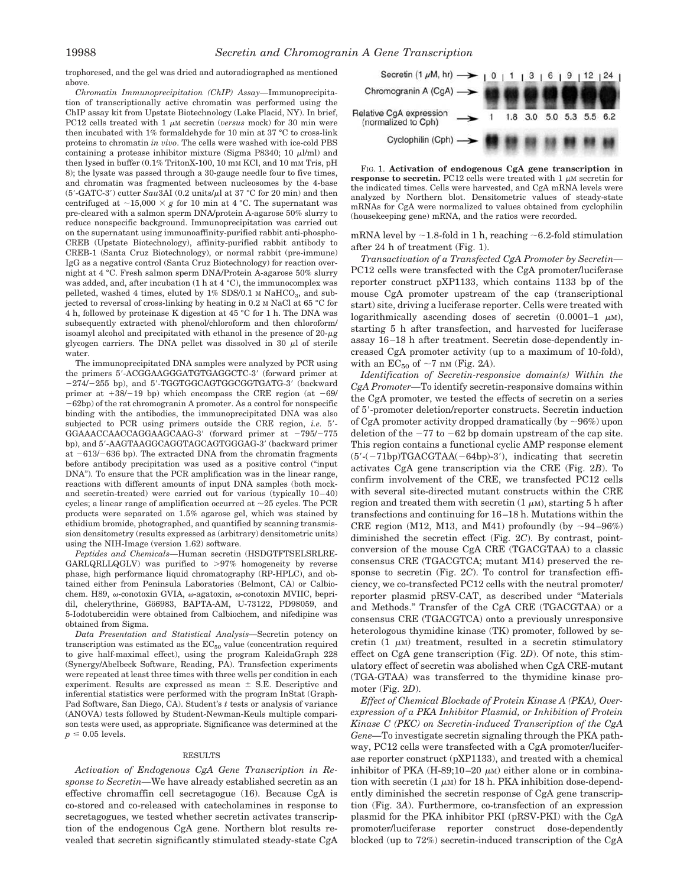trophoresed, and the gel was dried and autoradiographed as mentioned above.

*Chromatin Immunoprecipitation (ChIP) Assay*—Immunoprecipitation of transcriptionally active chromatin was performed using the ChIP assay kit from Upstate Biotechnology (Lake Placid, NY). In brief, PC12 cells treated with 1 μM secretin (*versus* mock) for 30 min were then incubated with 1% formaldehyde for 10 min at 37 °C to cross-link proteins to chromatin *in vivo*. The cells were washed with ice-cold PBS containing a protease inhibitor mixture (Sigma P8340; 10 μl/ml) and then lysed in buffer (0.1% TritonX-100, 10 mM KCl, and 10 mM Tris, pH 8); the lysate was passed through a 30-gauge needle four to five times, and chromatin was fragmented between nucleosomes by the 4-base (5′-GATC-3′) cutter *Sau*3AI (0.2 units/μl at 37 °C for 20 min) and then centrifuged at ~15,000 × *g* for 10 min at 4 °C. The supernatant was pre-cleared with a salmon sperm DNA/protein A-agarose 50% slurry to reduce nonspecific background. Immunoprecipitation was carried out on the supernatant using immunoaffinity-purified rabbit anti-phospho-CREB (Upstate Biotechnology), affinity-purified rabbit antibody to CREB-1 (Santa Cruz Biotechnology), or normal rabbit (pre-immune) IgG as a negative control (Santa Cruz Biotechnology) for reaction overnight at 4 °C. Fresh salmon sperm DNA/Protein A-agarose 50% slurry was added, and, after incubation (1 h at 4 °C), the immunocomplex was pelleted, washed 4 times, eluted by 1% SDS/0.1 M $NaHCO_3$, and subjected to reversal of cross-linking by heating in 0.2 M NaCl at 65 °C for 4 h, followed by proteinase K digestion at 45 °C for 1 h. The DNA was subsequently extracted with phenol/chloroform and then chloroform/isoamyl alcohol and precipitated with ethanol in the presence of 20-μg glycogen carriers. The DNA pellet was dissolved in 30 μl of sterile water.

The immunoprecipitated DNA samples were analyzed by PCR using the primers 5′-ACGGAAGGGATGTGAGGCTC-3′ (forward primer at −274/−255 bp), and 5′-TGGTGGCAGTGGCGGTGATG-3′ (backward primer at +38/−19 bp) which encompass the CRE region (at −69/−62bp) of the rat chromogranin A promoter. As a control for nonspecific binding with the antibodies, the immunoprecipitated DNA was also subjected to PCR using primers outside the CRE region, *i.e.* 5′-GGAAACCAACCAGGAAGCAAG-3′ (forward primer at −795/−775 bp), and 5′-AAGTAAGGCAGGTAGCAGTGGGAG-3′ (backward primer at −613/−636 bp). The extracted DNA from the chromatin fragments before antibody precipitation was used as a positive control ("input DNA"). To ensure that the PCR amplification was in the linear range, reactions with different amounts of input DNA samples (both mock- and secretin-treated) were carried out for various (typically 10–40) cycles; a linear range of amplification occurred at ~25 cycles. The PCR products were separated on 1.5% agarose gel, which was stained by ethidium bromide, photographed, and quantified by scanning transmission densitometry (results expressed as (arbitrary) densitometric units) using the NIH-Image (version 1.62) software.

*Peptides and Chemicals*—Human secretin (HSDGTFTSELSRLREGARLQRLLQGLV) was purified to >97% homogeneity by reverse phase, high performance liquid chromatography (RP-HPLC), and obtained either from Peninsula Laboratories (Belmont, CA) or Calbiochem. H89, ω-conotoxin GVIA, ω-agatoxin, ω-conotoxin MVIIC, bepridil, chelerythrine, Gö6983, BAPTA-AM, U-73122, PD98059, and 5-Iodotubercidin were obtained from Calbiochem, and nifedipine was obtained from Sigma.

*Data Presentation and Statistical Analysis*—Secretin potency on transcription was estimated as the $EC_{50}$ value (concentration required to give half-maximal effect), using the program KaleidaGraph 228 (Synergy/Abelbeck Software, Reading, PA). Transfection experiments were repeated at least three times with three wells per condition in each experiment. Results are expressed as mean ± S.E. Descriptive and inferential statistics were performed with the program InStat (GraphPad Software, San Diego, CA). Student's *t* tests or analysis of variance (ANOVA) tests followed by Student-Newman-Keuls multiple comparison tests were used, as appropriate. Significance was determined at the $p \leq 0.05$ levels.

## RESULTS

*Activation of Endogenous CgA Gene Transcription in Response to Secretin*—We have already established secretin as an effective chromaffin cell secretagogue (16). Because CgA is co-stored and co-released with catecholamines in response to secretagogues, we tested whether secretin activates transcription of the endogenous CgA gene. Northern blot results revealed that secretin significantly stimulated steady-state CgA mRNA level by ~1.8-fold in 1 h, reaching ~6.2-fold stimulation after 24 h of treatment (Fig. 1).

Secretin (1 μM, hr) → 0 | 1 | 3 | 6 | 9 | 12 | 24
Chromogranin A (CgA) →
Relative CgA expression (normalized to Cph) → 1 1.8 3.0 5.0 5.3 5.5 6.2
Cyclophilin (Cph) →

FIG. 1. **Activation of endogenous CgA gene transcription in response to secretin.** PC12 cells were treated with 1 μM secretin for the indicated times. Cells were harvested, and CgA mRNA levels were analyzed by Northern blot. Densitometric values of steady-state mRNAs for CgA were normalized to values obtained from cyclophilin (housekeeping gene) mRNA, and the ratios were recorded.

*Transactivation of a Transfected CgA Promoter by Secretin*—PC12 cells were transfected with the CgA promoter/luciferase reporter construct pXP1133, which contains 1133 bp of the mouse CgA promoter upstream of the cap (transcriptional start) site, driving a luciferase reporter. Cells were treated with logarithmically ascending doses of secretin (0.0001–1 μM), starting 5 h after transfection, and harvested for luciferase assay 16–18 h after treatment. Secretin dose-dependently increased CgA promoter activity (up to a maximum of 10-fold), with an $EC_{50}$ of ~7 nM (Fig. 2*A*).

*Identification of Secretin-responsive domain(s) Within the CgA Promoter*—To identify secretin-responsive domains within the CgA promoter, we tested the effects of secretin on a series of 5′-promoter deletion/reporter constructs. Secretin induction of CgA promoter activity dropped dramatically (by ~96%) upon deletion of the −77 to −62 bp domain upstream of the cap site. This region contains a functional cyclic AMP response element (5′-(−71bp)TGACGTAA(−64bp)-3′), indicating that secretin activates CgA gene transcription via the CRE (Fig. 2*B*). To confirm involvement of the CRE, we transfected PC12 cells with several site-directed mutant constructs within the CRE region and treated them with secretin (1 μM), starting 5 h after transfections and continuing for 16–18 h. Mutations within the CRE region (M12, M13, and M41) profoundly (by ~94–96%) diminished the secretin effect (Fig. 2*C*). By contrast, point-conversion of the mouse CgA CRE (TGACGTAA) to a classic consensus CRE (TGACGTCA; mutant M14) preserved the response to secretin (Fig. 2*C*). To control for transfection efficiency, we co-transfected PC12 cells with the neutral promoter/reporter plasmid pRSV-CAT, as described under "Materials and Methods." Transfer of the CgA CRE (TGACGTAA) or a consensus CRE (TGACGTCA) onto a previously unresponsive heterologous thymidine kinase (TK) promoter, followed by secretin (1 μM) treatment, resulted in a secretin stimulatory effect on CgA gene transcription (Fig. 2*D*). Of note, this stimulatory effect of secretin was abolished when CgA CRE-mutant (TGA-GTAA) was transferred to the thymidine kinase promoter (Fig. 2*D*).

*Effect of Chemical Blockade of Protein Kinase A (PKA), Overexpression of a PKA Inhibitor Plasmid, or Inhibition of Protein Kinase C (PKC) on Secretin-induced Transcription of the CgA Gene*—To investigate secretin signaling through the PKA pathway, PC12 cells were transfected with a CgA promoter/luciferase reporter construct (pXP1133), and treated with a chemical inhibitor of PKA (H-89;10–20 μM) either alone or in combination with secretin (1 μM) for 18 h. PKA inhibition dose-dependently diminished the secretin response of CgA gene transcription (Fig. 3*A*). Furthermore, co-transfection of an expression plasmid for the PKA inhibitor PKI (pRSV-PKI) with the CgA promoter/luciferase reporter construct dose-dependently blocked (up to 72%) secretin-induced transcription of the CgA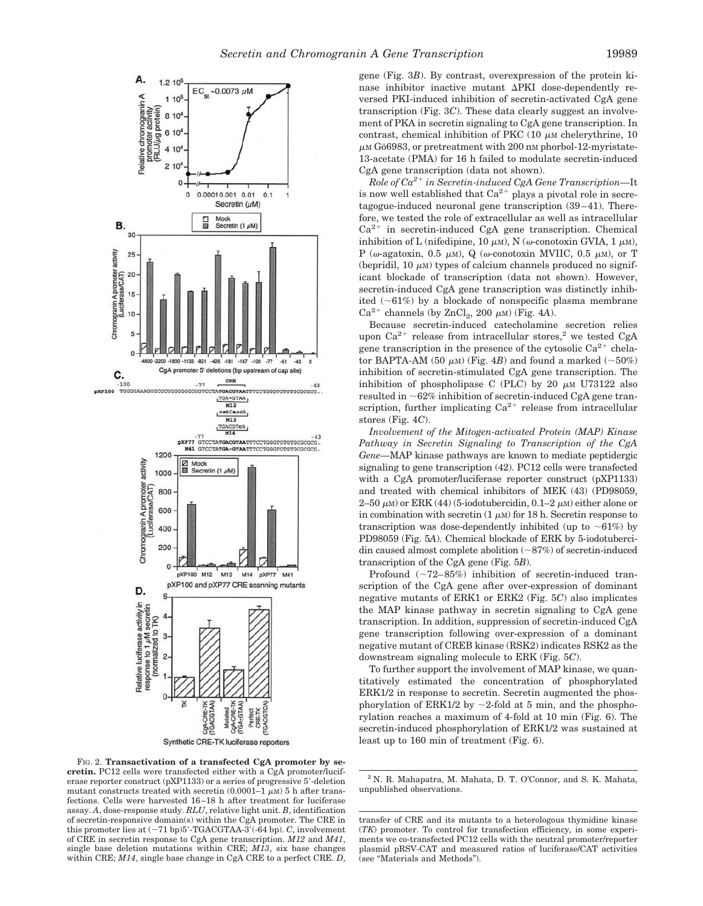A.

Relative chromogranin A promoter activity (RLU/μg protein)

$EC_{50}$ ~0.0073 μM

Secretin (μM)

B.

Mock

Secretin (1 μM)

Chromogranin A promoter activity (Luciferase/CAT)

-4800 -2200 -1800 -1133 -821 -426 -181 -147 -100 -77 -61 -43 0

CgA promoter 5' deletions (bp upstream of cap site)

C.

-100 -77 CRE -43

pXP100 TGGGGAAAGGGGCGGGGGGGGGCGTCCTATGACGTAATTTCCTGGGTGTGTGCGCGCG..

TGA-GTAA M12

catCaccA M13

TGACGTcA M14

-77 -43

pXP77 GTCCTATGACGTAATTTCCTGGGTGTGTGCGCGCG..

M41 GTCCTATGA-GTAATTTCCTGGGTGTGTGCGCGCG..

Mock

Secretin (1 μM)

Chromogranin A promoter activity (Luciferase/CAT)

pXP100 M12 M13 M14 pXP77 M41

pXP100 and pXP77 CRE scanning mutants

D.

Relative luciferase activity in response to 1 μM secretin (normalized to TK)

TK | CgA-CRE-TK (TGACGTAA) | Mutated CgA-CRE-TK (TGA-GTAA) | Perfect CRE-TK (TGACGTCA)

Synthetic CRE-TK luciferase reporters

FIG. 2. **Transactivation of a transfected CgA promoter by secretin.** PC12 cells were transfected either with a CgA promoter/luciferase reporter construct (pXP1133) or a series of progressive 5′-deletion mutant constructs treated with secretin (0.0001–1 μM) 5 h after transfections. Cells were harvested 16–18 h after treatment for luciferase assay. *A*, dose-response study. *RLU*, relative light unit. *B*, identification of secretin-responsive domain(s) within the CgA promoter. The CRE in this promoter lies at (−71 bp)5′-TGACGTAA-3′(-64 bp). *C*, involvement of CRE in secretin response to CgA gene transcription. *M12* and *M41*, single base deletion mutations within CRE; *M13*, six base changes within CRE; *M14*, single base change in CgA CRE to a perfect CRE. *D*, transfer of CRE and its mutants to a heterologous thymidine kinase (*TK*) promoter. To control for transfection efficiency, in some experiments we co-transfected PC12 cells with the neutral promoter/reporter plasmid pRSV-CAT and measured ratios of luciferase/CAT activities (see "Materials and Methods").

gene (Fig. 3*B*). By contrast, overexpression of the protein kinase inhibitor inactive mutant ΔPKI dose-dependently reversed PKI-induced inhibition of secretin-activated CgA gene transcription (Fig. 3*C*). These data clearly suggest an involvement of PKA in secretin signaling to CgA gene transcription. In contrast, chemical inhibition of PKC (10 μM chelerythrine, 10 μM Gö6983, or pretreatment with 200 nM phorbol-12-myristate-13-acetate (PMA) for 16 h failed to modulate secretin-induced CgA gene transcription (data not shown).

*Role of $Ca^{2+}$ in Secretin-induced CgA Gene Transcription*—It is now well established that $Ca^{2+}$ plays a pivotal role in secretagogue-induced neuronal gene transcription (39–41). Therefore, we tested the role of extracellular as well as intracellular $Ca^{2+}$ in secretin-induced CgA gene transcription. Chemical inhibition of L (nifedipine, 10 μM), N (ω-conotoxin GVIA, 1 μM), P (ω-agatoxin, 0.5 μM), Q (ω-conotoxin MVIIC, 0.5 μM), or T (bepridil, 10 μM) types of calcium channels produced no significant blockade of transcription (data not shown). However, secretin-induced CgA gene transcription was distinctly inhibited (~61%) by a blockade of nonspecific plasma membrane $Ca^{2+}$ channels (by $ZnCl_2$, 200 μM) (Fig. 4*A*).

Because secretin-induced catecholamine secretion relies upon $Ca^{2+}$ release from intracellular stores,[2] we tested CgA gene transcription in the presence of the cytosolic $Ca^{2+}$ chelator BAPTA-AM (50 μM) (Fig. 4*B*) and found a marked (~50%) inhibition of secretin-stimulated CgA gene transcription. The inhibition of phospholipase C (PLC) by 20 μM U73122 also resulted in ~62% inhibition of secretin-induced CgA gene transcription, further implicating $Ca^{2+}$ release from intracellular stores (Fig. 4*C*).

*Involvement of the Mitogen-activated Protein (MAP) Kinase Pathway in Secretin Signaling to Transcription of the CgA Gene*—MAP kinase pathways are known to mediate peptidergic signaling to gene transcription (42). PC12 cells were transfected with a CgA promoter/luciferase reporter construct (pXP1133) and treated with chemical inhibitors of MEK (43) (PD98059, 2–50 μM) or ERK (44) (5-iodotubercidin, 0.1–2 μM) either alone or in combination with secretin (1 μM) for 18 h. Secretin response to transcription was dose-dependently inhibited (up to ~61%) by PD98059 (Fig. 5*A*). Chemical blockade of ERK by 5-iodotubercidin caused almost complete abolition (~87%) of secretin-induced transcription of the CgA gene (Fig. 5*B*).

Profound (~72–85%) inhibition of secretin-induced transcription of the CgA gene after over-expression of dominant negative mutants of ERK1 or ERK2 (Fig. 5*C*) also implicates the MAP kinase pathway in secretin signaling to CgA gene transcription. In addition, suppression of secretin-induced CgA gene transcription following over-expression of a dominant negative mutant of CREB kinase (RSK2) indicates RSK2 as the downstream signaling molecule to ERK (Fig. 5*C*).

To further support the involvement of MAP kinase, we quantitatively estimated the concentration of phosphorylated ERK1/2 in response to secretin. Secretin augmented the phosphorylation of ERK1/2 by ~2-fold at 5 min, and the phosphorylation reaches a maximum of 4-fold at 10 min (Fig. 6). The secretin-induced phosphorylation of ERK1/2 was sustained at least up to 160 min of treatment (Fig. 6).

[2] N. R. Mahapatra, M. Mahata, D. T. O'Connor, and S. K. Mahata, unpublished observations.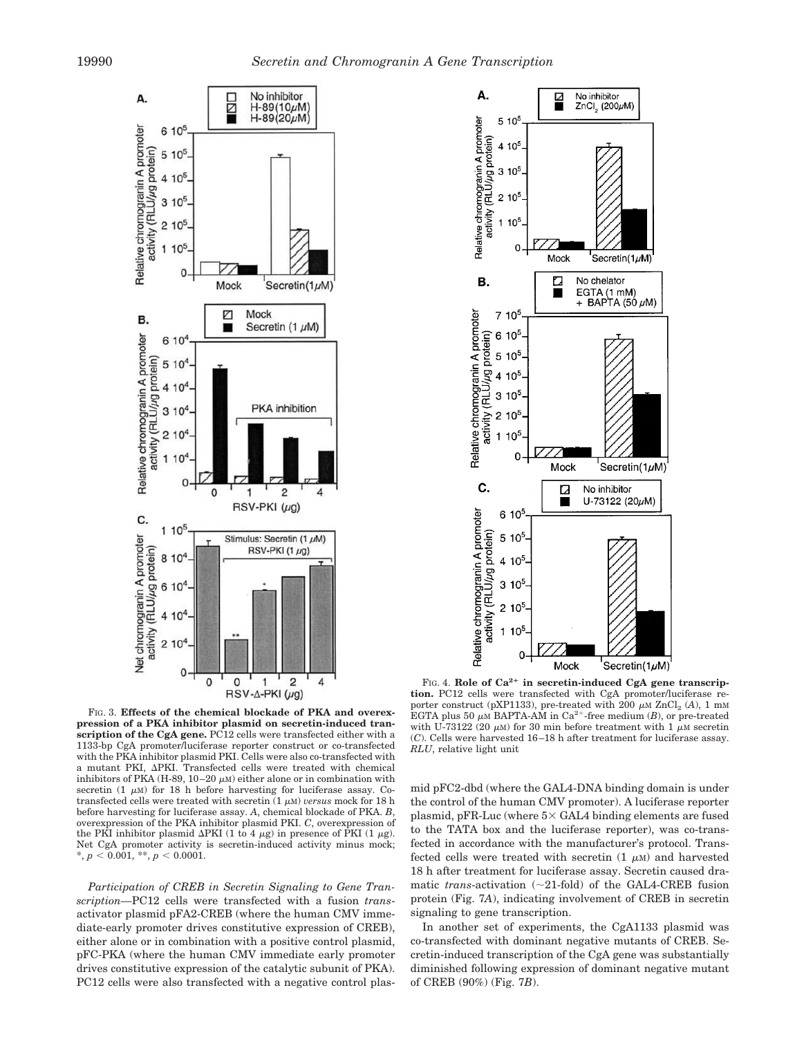A.

No inhibitor
H-89(10μM)
H-89(20μM)

Relative chromogranin A promoter activity (RLU/μg protein)

6 10^5
5 10^5
4 10^5
3 10^5
2 10^5
1 10^5
0

Mock
Secretin(1μM)

B.

Mock
Secretin (1 μM)

Relative chromogranin A promoter activity (RLU/μg protein)

6 10^4
5 10^4
4 10^4
3 10^4
2 10^4
1 10^4
0

PKA inhibition

0 1 2 4
RSV-PKI (μg)

C.

Net chromogranin A promoter activity (RLU/μg protein)

1 10^5
8 10^4
6 10^4
4 10^4
2 10^4
0

Stimulus: Secretin (1 μM)
RSV-PKI (1 μg)

**
*

0 0 1 2 4
RSV-Δ-PKI (μg)

FIG. 3. **Effects of the chemical blockade of PKA and overexpression of a PKA inhibitor plasmid on secretin-induced transcription of the CgA gene.** PC12 cells were transfected either with a 1133-bp CgA promoter/luciferase reporter construct or co-transfected with the PKA inhibitor plasmid PKI. Cells were also co-transfected with a mutant PKI, ΔPKI. Transfected cells were treated with chemical inhibitors of PKA (H-89, 10–20 μM) either alone or in combination with secretin (1 μM) for 18 h before harvesting for luciferase assay. Co-transfected cells were treated with secretin (1 μM) *versus* mock for 18 h before harvesting for luciferase assay. *A*, chemical blockade of PKA. *B*, overexpression of the PKA inhibitor plasmid PKI. *C*, overexpression of the PKI inhibitor plasmid ΔPKI (1 to 4 μg) in presence of PKI (1 μg). Net CgA promoter activity is secretin-induced activity minus mock; *, $p < 0.001$, **, $p < 0.0001$.

A.

No inhibitor
ZnCl$_2$ (200μM)

Relative chromogranin A promoter activity (RLU/μg protein)

5 10^5
4 10^5
3 10^5
2 10^5
1 10^5
0

Mock
Secretin(1μM)

B.

No chelator
EGTA (1 mM) + BAPTA (50 μM)

Relative chromogranin A promoter activity (RLU/μg protein)

7 10^5
6 10^5
5 10^5
4 10^5
3 10^5
2 10^5
1 10^5
0

Mock
Secretin(1μM)

C.

No inhibitor
U-73122 (20μM)

Relative chromogranin A promoter activity (RLU/μg protein)

6 10^5
5 10^5
4 10^5
3 10^5
2 10^5
1 10^5
0

Mock
Secretin(1μM)

FIG. 4. **Role of $Ca^{2+}$ in secretin-induced CgA gene transcription.** PC12 cells were transfected with CgA promoter/luciferase reporter construct (pXP1133), pre-treated with 200 μM $ZnCl_2$ (*A*), 1 mM EGTA plus 50 μM BAPTA-AM in $Ca^{2+}$-free medium (*B*), or pre-treated with U-73122 (20 μM) for 30 min before treatment with 1 μM secretin (*C*). Cells were harvested 16–18 h after treatment for luciferase assay. *RLU*, relative light unit

*Participation of CREB in Secretin Signaling to Gene Transcription*—PC12 cells were transfected with a fusion *trans*-activator plasmid pFA2-CREB (where the human CMV immediate-early promoter drives constitutive expression of CREB), either alone or in combination with a positive control plasmid, pFC-PKA (where the human CMV immediate early promoter drives constitutive expression of the catalytic subunit of PKA). PC12 cells were also transfected with a negative control plasmid pFC2-dbd (where the GAL4-DNA binding domain is under the control of the human CMV promoter). A luciferase reporter plasmid, pFR-Luc (where 5× GAL4 binding elements are fused to the TATA box and the luciferase reporter), was co-transfected in accordance with the manufacturer's protocol. Transfected cells were treated with secretin (1 μM) and harvested 18 h after treatment for luciferase assay. Secretin caused dramatic *trans*-activation (~21-fold) of the GAL4-CREB fusion protein (Fig. 7*A*), indicating involvement of CREB in secretin signaling to gene transcription.

In another set of experiments, the CgA1133 plasmid was co-transfected with dominant negative mutants of CREB. Secretin-induced transcription of the CgA gene was substantially diminished following expression of dominant negative mutant of CREB (90%) (Fig. 7*B*).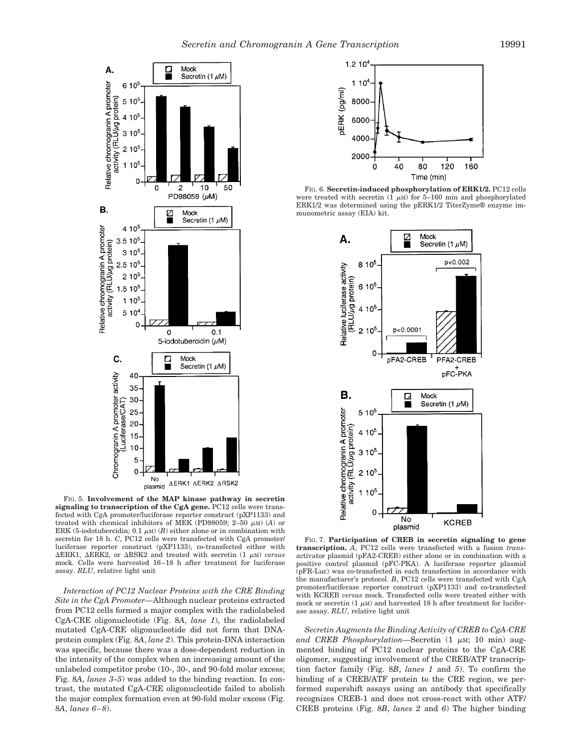A.

Mock
Secretin (1 μM)

Relative chromogranin A promoter activity (RLU/μg protein)

6 10^5
5 10^5
4 10^5
3 10^5
2 10^5
1 10^5
0

0 2 10 50
PD98059 (μM)

B.

Mock
Secretin (1 μM)

Relative chromogranin A promoter activity (RLU/μg protein)

4 10^5
3.5 10^5
3 10^5
2.5 10^5
2 10^5
1.5 10^5
1 10^5
5 10^4
0

0 0.1
5-iodotubercidin (μM)

C.

Mock
Secretin (1 μM)

Chromogranin A promoter activity (Luciferase/CAT)

40
35
30
25
20
15
10
5
0

No plasmid ΔERK1 ΔERK2 ΔRSK2

FIG. 5. **Involvement of the MAP kinase pathway in secretin signaling to transcription of the CgA gene.** PC12 cells were transfected with CgA promoter/luciferase reporter construct (pXP1133) and treated with chemical inhibitors of MEK (PD98059; 2–50 μM) (*A*) or ERK (5-iodotubercidin; 0.1 μM) (*B*) either alone or in combination with secretin for 18 h. *C*, PC12 cells were transfected with CgA promoter/luciferase reporter construct (pXP1133), co-transfected either with ΔERK1, ΔERK2, or ΔRSK2 and treated with secretin (1 μM) *versus* mock. Cells were harvested 16–18 h after treatment for luciferase assay. *RLU*, relative light unit

1.2 10^4
1 10^4
8000
6000
4000
2000

pERK (pg/ml)

0 40 80 120 160
Time (min)

FIG. 6. **Secretin-induced phosphorylation of ERK1/2.** PC12 cells were treated with secretin (1 μM) for 5–160 min and phosphorylated ERK1/2 was determined using the pERK1/2 TiterZyme® enzyme immunometric assay (EIA) kit.

A.

Mock
Secretin (1 μM)

Relative luciferase activity (RLU/μg protein)

8 10^5
6 10^5
4 10^5
2 10^5
0

p<0.0001
p<0.002

pFA2-CREB
PFA2-CREB + pFC-PKA

B.

Mock
Secretin (1 μM)

Relative chromogranin A promoter activity (RLU/μg protein)

5 10^5
4 10^5
3 10^5
2 10^5
1 10^5
0

No plasmid
KCREB

FIG. 7. **Participation of CREB in secretin signaling to gene transcription.** *A*, PC12 cells were transfected with a fusion *trans*-activator plasmid (pFA2-CREB) either alone or in combination with a positive control plasmid (pFC-PKA). A luciferase reporter plasmid (pFR-Luc) was co-transfected in each transfection in accordance with the manufacturer's protocol. *B*, PC12 cells were transfected with CgA promoter/luciferase reporter construct (pXP1133) and co-transfected with KCREB *versus* mock. Transfected cells were treated either with mock or secretin (1 μM) and harvested 18 h after treatment for luciferase assay. *RLU*, relative light unit

*Interaction of PC12 Nuclear Proteins with the CRE Binding Site in the CgA Promoter*—Although nuclear proteins extracted from PC12 cells formed a major complex with the radiolabeled CgA-CRE oligonucleotide (Fig. 8*A*, *lane 1*), the radiolabeled mutated CgA-CRE oligonucleotide did not form that DNA-protein complex (Fig. 8*A*, *lane 2*). This protein-DNA interaction was specific, because there was a dose-dependent reduction in the intensity of the complex when an increasing amount of the unlabeled competitor probe (10-, 30-, and 90-fold molar excess; Fig. 8*A*, *lanes 3–5*) was added to the binding reaction. In contrast, the mutated CgA-CRE oligonucleotide failed to abolish the major complex formation even at 90-fold molar excess (Fig. 8*A*, *lanes 6–8*).

*Secretin Augments the Binding Activity of CREB to CgA-CRE and CREB Phosphorylation*—Secretin (1 μM; 10 min) augmented binding of PC12 nuclear proteins to the CgA-CRE oligomer, suggesting involvement of the CREB/ATF transcription factor family (Fig. 8*B*, *lanes 1* and *5*). To confirm the binding of a CREB/ATF protein to the CRE region, we performed supershift assays using an antibody that specifically recognizes CREB-1 and does not cross-react with other ATF/CREB proteins (Fig. 8*B*, *lanes 2* and *6*) The higher binding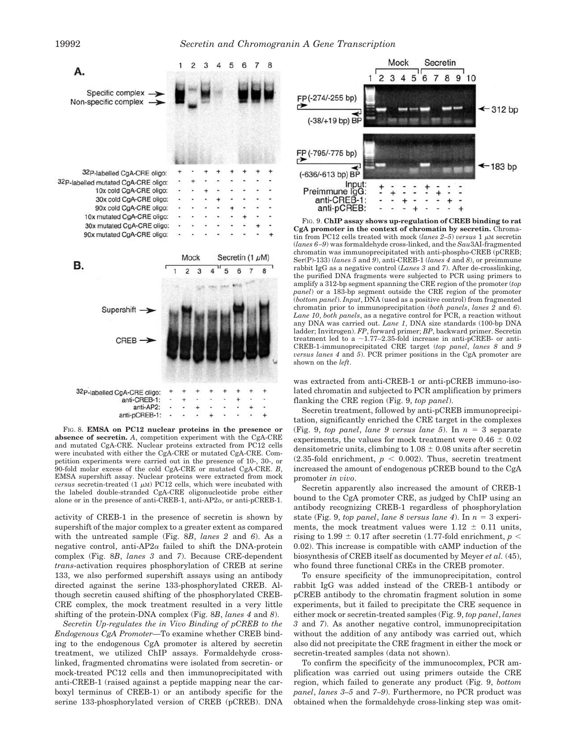A.

1 2 3 4 5 6 7 8

Specific complex →
Non-specific complex →

| | 1 | 2 | 3 | 4 | 5 | 6 | 7 | 8 |
|---|---|---|---|---|---|---|---|---|
| 32P-labelled CgA-CRE oligo: | + | - | + | + | + | + | + | + |
| 32P-labelled mutated CgA-CRE oligo: | - | + | - | - | - | - | - | - |
| 10x cold CgA-CRE oligo: | - | - | + | - | - | - | - | - |
| 30x cold CgA-CRE oligo: | - | - | - | + | - | - | - | - |
| 90x cold CgA-CRE oligo: | - | - | - | - | + | - | - | - |
| 10x mutated CgA-CRE oligo: | - | - | - | - | - | + | - | - |
| 30x mutated CgA-CRE oligo: | - | - | - | - | - | - | + | - |
| 90x mutated CgA-CRE oligo: | - | - | - | - | - | - | - | + |

B.

Mock | Secretin (1 μM)

1 2 3 4 5 6 7 8

Supershift →
CREB →

| | 1 | 2 | 3 | 4 | 5 | 6 | 7 | 8 |
|---|---|---|---|---|---|---|---|---|
| 32P-labelled CgA-CRE oligo: | + | + | + | + | + | + | + | + |
| anti-CREB-1: | - | + | - | - | - | + | - | - |
| anti-AP2: | - | - | + | - | - | - | + | - |
| anti-pCREB-1: | - | - | - | + | - | - | - | + |

FIG. 8. **EMSA on PC12 nuclear proteins in the presence or absence of secretin.** *A*, competition experiment with the CgA-CRE and mutated CgA-CRE. Nuclear proteins extracted from PC12 cells were incubated with either the CgA-CRE or mutated CgA-CRE. Competition experiments were carried out in the presence of 10-, 30-, or 90-fold molar excess of the cold CgA-CRE or mutated CgA-CRE. *B*, EMSA supershift assay. Nuclear proteins were extracted from mock *versus* secretin-treated (1 μM) PC12 cells, which were incubated with the labeled double-stranded CgA-CRE oligonucleotide probe either alone or in the presence of anti-CREB-1, anti-AP2α, or anti-pCREB-1.

Mock | Secretin

1 2 3 4 5 6 7 8 9 10

FP (-274/-255 bp)
(-38/+19 bp) BP
← 312 bp

FP (-795/-775 bp)
(-636/-613 bp) BP
← 183 bp

| | 1 | 2 | 3 | 4 | 5 | 6 | 7 | 8 | 9 | 10 |
|---|---|---|---|---|---|---|---|---|---|---|
| Input: | | + | - | - | - | + | - | - | - | |
| Preimmune IgG: | | - | + | - | - | - | + | - | - | |
| anti-CREB-1: | | - | - | + | - | - | - | + | - | |
| anti-pCREB: | | - | - | - | + | - | - | - | + | |

FIG. 9. **ChIP assay shows up-regulation of CREB binding to rat CgA promoter in the context of chromatin by secretin.** Chromatin from PC12 cells treated with mock (*lanes 2–5*) *versus* 1 μM secretin (*lanes 6–9*) was formaldehyde cross-linked, and the *Sau*3AI-fragmented chromatin was immunoprecipitated with anti-phospho-CREB (pCREB; Ser(P)-133) (*lanes 5* and *9*), anti-CREB-1 (*lanes 4* and *8*), or preimmune rabbit IgG as a negative control (*Lanes 3* and *7*). After de-crosslinking, the purified DNA fragments were subjected to PCR using primers to amplify a 312-bp segment spanning the CRE region of the promoter (*top panel*) or a 183-bp segment outside the CRE region of the promoter (*bottom panel*). *Input*, DNA (used as a positive control) from fragmented chromatin prior to immunoprecipitation (*both panels*, *lanes 2* and *6*). *Lane 10*, *both panels*, as a negative control for PCR, a reaction without any DNA was carried out. *Lane 1*, DNA size standards (100-bp DNA ladder; Invitrogen). *FP*, forward primer; *BP*, backward primer. Secretin treatment led to a ~1.77–2.35-fold increase in anti-pCREB- or anti-CREB-1-immunoprecipitated CRE target (*top panel*, *lanes 8* and *9* *versus lanes 4* and *5*). PCR primer positions in the CgA promoter are shown on the *left*.

activity of CREB-1 in the presence of secretin is shown by supershift of the major complex to a greater extent as compared with the untreated sample (Fig. 8*B*, *lanes 2* and *6*). As a negative control, anti-AP2α failed to shift the DNA-protein complex (Fig. 8*B*, *lanes 3* and *7*). Because CRE-dependent *trans*-activation requires phosphorylation of CREB at serine 133, we also performed supershift assays using an antibody directed against the serine 133-phosphorylated CREB. Although secretin caused shifting of the phosphorylated CREB-CRE complex, the mock treatment resulted in a very little shifting of the protein-DNA complex (Fig. 8*B*, *lanes 4* and *8*).

*Secretin Up-regulates the in Vivo Binding of pCREB to the Endogenous CgA Promoter*—To examine whether CREB binding to the endogenous CgA promoter is altered by secretin treatment, we utilized ChIP assays. Formaldehyde cross-linked, fragmented chromatins were isolated from secretin- or mock-treated PC12 cells and then immunoprecipitated with anti-CREB-1 (raised against a peptide mapping near the carboxyl terminus of CREB-1) or an antibody specific for the serine 133-phosphorylated version of CREB (pCREB). DNA was extracted from anti-CREB-1 or anti-pCREB immuno-isolated chromatin and subjected to PCR amplification by primers flanking the CRE region (Fig. 9, *top panel*).

Secretin treatment, followed by anti-pCREB immunoprecipitation, significantly enriched the CRE target in the complexes (Fig. 9, *top panel*, *lane 9 versus lane 5*). In $n = 3$ separate experiments, the values for mock treatment were $0.46 \pm 0.02$ densitometric units, climbing to $1.08 \pm 0.08$ units after secretin (2.35-fold enrichment, $p < 0.002$). Thus, secretin treatment increased the amount of endogenous pCREB bound to the CgA promoter *in vivo*.

Secretin apparently also increased the amount of CREB-1 bound to the CgA promoter CRE, as judged by ChIP using an antibody recognizing CREB-1 regardless of phosphorylation state (Fig. 9, *top panel*, *lane 8 versus lane 4*). In $n = 3$ experiments, the mock treatment values were $1.12 \pm 0.11$ units, rising to $1.99 \pm 0.17$ after secretin (1.77-fold enrichment, $p < 0.02$). This increase is compatible with cAMP induction of the biosynthesis of CREB itself as documented by Meyer *et al.* (45), who found three functional CREs in the CREB promoter.

To ensure specificity of the immunoprecipitation, control rabbit IgG was added instead of the CREB-1 antibody or pCREB antibody to the chromatin fragment solution in some experiments, but it failed to precipitate the CRE sequence in either mock or secretin-treated samples (Fig. 9, *top panel*, *lanes 3* and *7*). As another negative control, immunoprecipitation without the addition of any antibody was carried out, which also did not precipitate the CRE fragment in either the mock or secretin-treated samples (data not shown).

To confirm the specificity of the immunocomplex, PCR amplification was carried out using primers outside the CRE region, which failed to generate any product (Fig. 9, *bottom panel*, *lanes 3–5* and *7–9*). Furthermore, no PCR product was obtained when the formaldehyde cross-linking step was omit-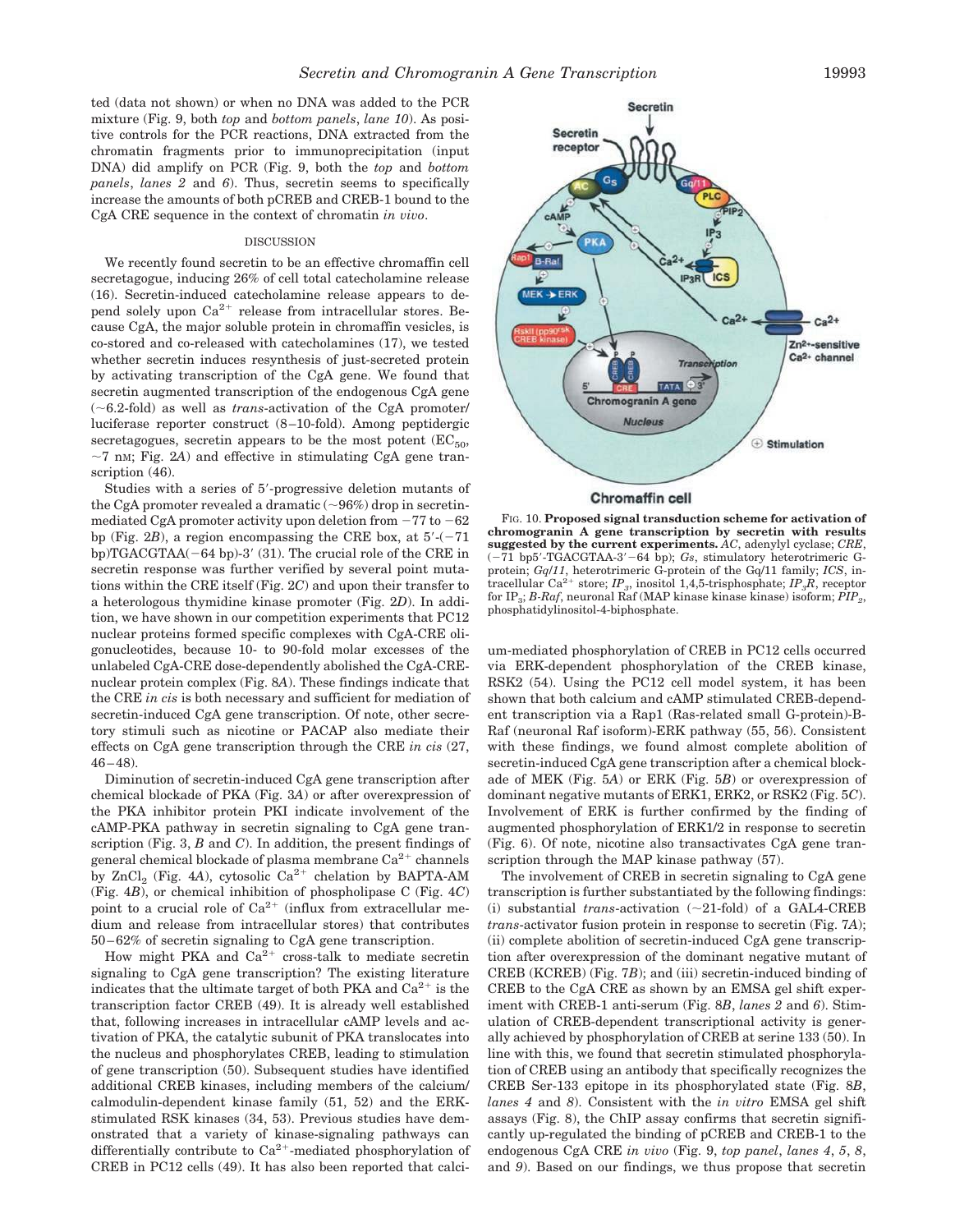ted (data not shown) or when no DNA was added to the PCR mixture (Fig. 9, both *top* and *bottom panels*, *lane 10*). As positive controls for the PCR reactions, DNA extracted from the chromatin fragments prior to immunoprecipitation (input DNA) did amplify on PCR (Fig. 9, both the *top* and *bottom panels*, *lanes 2* and *6*). Thus, secretin seems to specifically increase the amounts of both pCREB and CREB-1 bound to the CgA CRE sequence in the context of chromatin *in vivo*.

## DISCUSSION

We recently found secretin to be an effective chromaffin cell secretagogue, inducing 26% of cell total catecholamine release (16). Secretin-induced catecholamine release appears to depend solely upon $Ca^{2+}$ release from intracellular stores. Because CgA, the major soluble protein in chromaffin vesicles, is co-stored and co-released with catecholamines (17), we tested whether secretin induces resynthesis of just-secreted protein by activating transcription of the CgA gene. We found that secretin augmented transcription of the endogenous CgA gene (~6.2-fold) as well as *trans*-activation of the CgA promoter/luciferase reporter construct (8–10-fold). Among peptidergic secretagogues, secretin appears to be the most potent ($EC_{50}$, ~7 nM; Fig. 2*A*) and effective in stimulating CgA gene transcription (46).

Studies with a series of 5′-progressive deletion mutants of the CgA promoter revealed a dramatic (~96%) drop in secretin-mediated CgA promoter activity upon deletion from −77 to −62 bp (Fig. 2*B*), a region encompassing the CRE box, at 5′-(−71 bp)TGACGTAA(−64 bp)-3′ (31). The crucial role of the CRE in secretin response was further verified by several point mutations within the CRE itself (Fig. 2*C*) and upon their transfer to a heterologous thymidine kinase promoter (Fig. 2*D*). In addition, we have shown in our competition experiments that PC12 nuclear proteins formed specific complexes with CgA-CRE oligonucleotides, because 10- to 90-fold molar excesses of the unlabeled CgA-CRE dose-dependently abolished the CgA-CRE-nuclear protein complex (Fig. 8*A*). These findings indicate that the CRE *in cis* is both necessary and sufficient for mediation of secretin-induced CgA gene transcription. Of note, other secretory stimuli such as nicotine or PACAP also mediate their effects on CgA gene transcription through the CRE *in cis* (27, 46–48).

Diminution of secretin-induced CgA gene transcription after chemical blockade of PKA (Fig. 3*A*) or after overexpression of the PKA inhibitor protein PKI indicate involvement of the cAMP-PKA pathway in secretin signaling to CgA gene transcription (Fig. 3, *B* and *C*). In addition, the present findings of general chemical blockade of plasma membrane $Ca^{2+}$ channels by $ZnCl_2$ (Fig. 4*A*), cytosolic $Ca^{2+}$ chelation by BAPTA-AM (Fig. 4*B*), or chemical inhibition of phospholipase C (Fig. 4*C*) point to a crucial role of $Ca^{2+}$ (influx from extracellular medium and release from intracellular stores) that contributes 50–62% of secretin signaling to CgA gene transcription.

How might PKA and $Ca^{2+}$ cross-talk to mediate secretin signaling to CgA gene transcription? The existing literature indicates that the ultimate target of both PKA and $Ca^{2+}$ is the transcription factor CREB (49). It is already well established that, following increases in intracellular cAMP levels and activation of PKA, the catalytic subunit of PKA translocates into the nucleus and phosphorylates CREB, leading to stimulation of gene transcription (50). Subsequent studies have identified additional CREB kinases, including members of the calcium/calmodulin-dependent kinase family (51, 52) and the ERK-stimulated RSK kinases (34, 53). Previous studies have demonstrated that a variety of kinase-signaling pathways can differentially contribute to $Ca^{2+}$-mediated phosphorylation of CREB in PC12 cells (49). It has also been reported that calcium-mediated phosphorylation of CREB in PC12 cells occurred via ERK-dependent phosphorylation of the CREB kinase, RSK2 (54). Using the PC12 cell model system, it has been shown that both calcium and cAMP stimulated CREB-dependent transcription via a Rap1 (Ras-related small G-protein)-B-Raf (neuronal Raf isoform)-ERK pathway (55, 56). Consistent with these findings, we found almost complete abolition of secretin-induced CgA gene transcription after a chemical blockade of MEK (Fig. 5*A*) or ERK (Fig. 5*B*) or overexpression of dominant negative mutants of ERK1, ERK2, or RSK2 (Fig. 5*C*). Involvement of ERK is further confirmed by the finding of augmented phosphorylation of ERK1/2 in response to secretin (Fig. 6). Of note, nicotine also transactivates CgA gene transcription through the MAP kinase pathway (57).

The involvement of CREB in secretin signaling to CgA gene transcription is further substantiated by the following findings: (i) substantial *trans*-activation (~21-fold) of a GAL4-CREB *trans*-activator fusion protein in response to secretin (Fig. 7*A*); (ii) complete abolition of secretin-induced CgA gene transcription after overexpression of the dominant negative mutant of CREB (KCREB) (Fig. 7*B*); and (iii) secretin-induced binding of CREB to the CgA CRE as shown by an EMSA gel shift experiment with CREB-1 anti-serum (Fig. 8*B*, *lanes 2* and *6*). Stimulation of CREB-dependent transcriptional activity is generally achieved by phosphorylation of CREB at serine 133 (50). In line with this, we found that secretin stimulated phosphorylation of CREB using an antibody that specifically recognizes the CREB Ser-133 epitope in its phosphorylated state (Fig. 8*B*, *lanes 4* and *8*). Consistent with the *in vitro* EMSA gel shift assays (Fig. 8), the ChIP assay confirms that secretin significantly up-regulated the binding of pCREB and CREB-1 to the endogenous CgA CRE *in vivo* (Fig. 9, *top panel*, *lanes 4*, *5*, *8*, and *9*). Based on our findings, we thus propose that secretin

Secretin
Secretin receptor
AC
Gs
Gq/11
PLC
PIP2
cAMP
IP3
PKA
Ca2+
IP3R
ICS
Rap1
B-Raf
MEK → ERK
Ca2+
Ca2+
Zn2+-sensitive Ca2+ channel
Rskll (pp90rsk CREB kinase)
CREB
CREB
P
P
Transcription
5′
CRE
TATA
3′
Chromogranin A gene
Nucleus
+ Stimulation
Chromaffin cell

FIG. 10. **Proposed signal transduction scheme for activation of chromogranin A gene transcription by secretin with results suggested by the current experiments.** *AC*, adenylyl cyclase; *CRE*, (−71 bp5′-TGACGTAA-3′−64 bp); *Gs*, stimulatory heterotrimeric G-protein; *Gq/11*, heterotrimeric G-protein of the Gq/11 family; *ICS*, intracellular $Ca^{2+}$ store; $IP_3$, inositol 1,4,5-trisphosphate; $IP_3R$, receptor for $IP_3$; *B-Raf*, neuronal Raf (MAP kinase kinase kinase) isoform; $PIP_2$, phosphatidylinositol-4-biphosphate.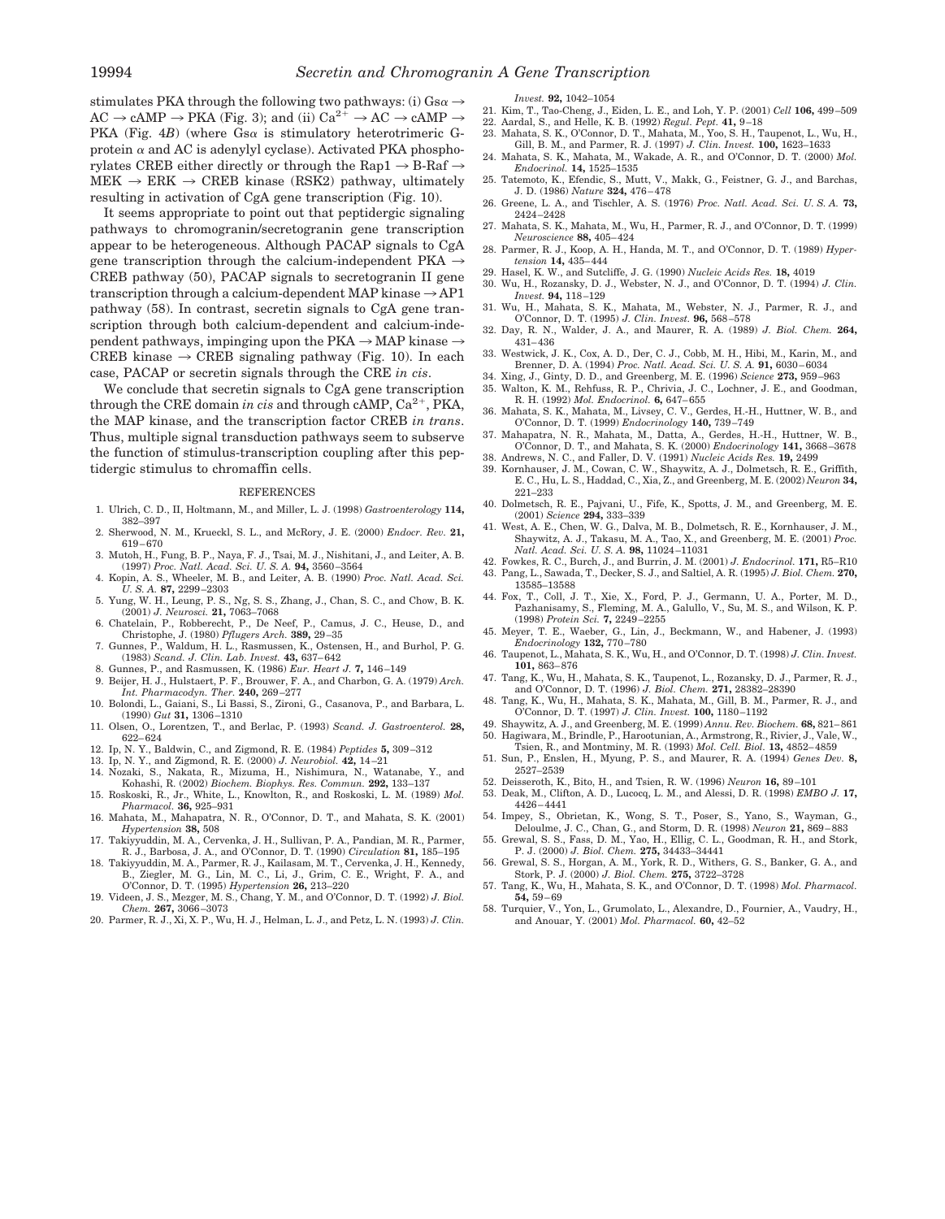stimulates PKA through the following two pathways: (i) $G_s\alpha \rightarrow$ AC $\rightarrow$ cAMP $\rightarrow$ PKA (Fig. 3); and (ii) $Ca^{2+} \rightarrow$ AC $\rightarrow$ cAMP $\rightarrow$ PKA (Fig. 4*B*) (where $G_s\alpha$ is stimulatory heterotrimeric G-protein $\alpha$ and AC is adenylyl cyclase). Activated PKA phosphorylates CREB either directly or through the Rap1 $\rightarrow$ B-Raf $\rightarrow$ MEK $\rightarrow$ ERK $\rightarrow$ CREB kinase (RSK2) pathway, ultimately resulting in activation of CgA gene transcription (Fig. 10).

It seems appropriate to point out that peptidergic signaling pathways to chromogranin/secretogranin gene transcription appear to be heterogeneous. Although PACAP signals to CgA gene transcription through the calcium-independent PKA $\rightarrow$ CREB pathway (50), PACAP signals to secretogranin II gene transcription through a calcium-dependent MAP kinase $\rightarrow$ AP1 pathway (58). In contrast, secretin signals to CgA gene transcription through both calcium-dependent and calcium-independent pathways, impinging upon the PKA $\rightarrow$ MAP kinase $\rightarrow$ CREB kinase $\rightarrow$ CREB signaling pathway (Fig. 10). In each case, PACAP or secretin signals through the CRE *in cis*.

We conclude that secretin signals to CgA gene transcription through the CRE domain *in cis* and through cAMP, $Ca^{2+}$, PKA, the MAP kinase, and the transcription factor CREB *in trans*. Thus, multiple signal transduction pathways seem to subserve the function of stimulus-transcription coupling after this peptidergic stimulus to chromaffin cells.

## REFERENCES

1. Ulrich, C. D., II, Holtmann, M., and Miller, L. J. (1998) *Gastroenterology* **114,** 382–397
2. Sherwood, N. M., Krueckl, S. L., and McRory, J. E. (2000) *Endocr. Rev.* **21,** 619–670
3. Mutoh, H., Fung, B. P., Naya, F. J., Tsai, M. J., Nishitani, J., and Leiter, A. B. (1997) *Proc. Natl. Acad. Sci. U. S. A.* **94,** 3560–3564
4. Kopin, A. S., Wheeler, M. B., and Leiter, A. B. (1990) *Proc. Natl. Acad. Sci. U. S. A.* **87,** 2299–2303
5. Yung, W. H., Leung, P. S., Ng, S. S., Zhang, J., Chan, S. C., and Chow, B. K. (2001) *J. Neurosci.* **21,** 7063–7068
6. Chatelain, P., Robberecht, P., De Neef, P., Camus, J. C., Heuse, D., and Christophe, J. (1980) *Pflugers Arch.* **389,** 29–35
7. Gunnes, P., Waldum, H. L., Rasmussen, K., Ostensen, H., and Burhol, P. G. (1983) *Scand. J. Clin. Lab. Invest.* **43,** 637–642
8. Gunnes, P., and Rasmussen, K. (1986) *Eur. Heart J.* **7,** 146–149
9. Beijer, H. J., Hulstaert, P. F., Brouwer, F. A., and Charbon, G. A. (1979) *Arch. Int. Pharmacodyn. Ther.* **240,** 269–277
10. Bolondi, L., Gaiani, S., Li Bassi, S., Zironi, G., Casanova, P., and Barbara, L. (1990) *Gut* **31,** 1306–1310
11. Olsen, O., Lorentzen, T., and Berlac, P. (1993) *Scand. J. Gastroenterol.* **28,** 622–624
12. Ip, N. Y., Baldwin, C., and Zigmond, R. E. (1984) *Peptides* **5,** 309–312
13. Ip, N. Y., and Zigmond, R. E. (2000) *J. Neurobiol.* **42,** 14–21
14. Nozaki, S., Nakata, R., Mizuma, H., Nishimura, N., Watanabe, Y., and Kohashi, R. (2002) *Biochem. Biophys. Res. Commun.* **292,** 133–137
15. Roskoski, R., Jr., White, L., Knowlton, R., and Roskoski, L. M. (1989) *Mol. Pharmacol.* **36,** 925–931
16. Mahata, M., Mahapatra, N. R., O'Connor, D. T., and Mahata, S. K. (2001) *Hypertension* **38,** 508
17. Takiyyuddin, M. A., Cervenka, J. H., Sullivan, P. A., Pandian, M. R., Parmer, R. J., Barbosa, J. A., and O'Connor, D. T. (1990) *Circulation* **81,** 185–195
18. Takiyyuddin, M. A., Parmer, R. J., Kailasam, M. T., Cervenka, J. H., Kennedy, B., Ziegler, M. G., Lin, M. C., Li, J., Grim, C. E., Wright, F. A., and O'Connor, D. T. (1995) *Hypertension* **26,** 213–220
19. Videen, J. S., Mezger, M. S., Chang, Y. M., and O'Connor, D. T. (1992) *J. Biol. Chem.* **267,** 3066–3073
20. Parmer, R. J., Xi, X. P., Wu, H. J., Helman, L. J., and Petz, L. N. (1993) *J. Clin. Invest.* **92,** 1042–1054
21. Kim, T., Tao-Cheng, J., Eiden, L. E., and Loh, Y. P. (2001) *Cell* **106,** 499–509
22. Aardal, S., and Helle, K. B. (1992) *Regul. Pept.* **41,** 9–18
23. Mahata, S. K., O'Connor, D. T., Mahata, M., Yoo, S. H., Taupenot, L., Wu, H., Gill, B. M., and Parmer, R. J. (1997) *J. Clin. Invest.* **100,** 1623–1633
24. Mahata, S. K., Mahata, M., Wakade, A. R., and O'Connor, D. T. (2000) *Mol. Endocrinol.* **14,** 1525–1535
25. Tatemoto, K., Efendic, S., Mutt, V., Makk, G., Feistner, G. J., and Barchas, J. D. (1986) *Nature* **324,** 476–478
26. Greene, L. A., and Tischler, A. S. (1976) *Proc. Natl. Acad. Sci. U. S. A.* **73,** 2424–2428
27. Mahata, S. K., Mahata, M., Wu, H., Parmer, R. J., and O'Connor, D. T. (1999) *Neuroscience* **88,** 405–424
28. Parmer, R. J., Koop, A. H., Handa, M. T., and O'Connor, D. T. (1989) *Hypertension* **14,** 435–444
29. Hasel, K. W., and Sutcliffe, J. G. (1990) *Nucleic Acids Res.* **18,** 4019
30. Wu, H., Rozansky, D. J., Webster, N. J., and O'Connor, D. T. (1994) *J. Clin. Invest.* **94,** 118–129
31. Wu, H., Mahata, S. K., Mahata, M., Webster, N. J., Parmer, R. J., and O'Connor, D. T. (1995) *J. Clin. Invest.* **96,** 568–578
32. Day, R. N., Walder, J. A., and Maurer, R. A. (1989) *J. Biol. Chem.* **264,** 431–436
33. Westwick, J. K., Cox, A. D., Der, C. J., Cobb, M. H., Hibi, M., Karin, M., and Brenner, D. A. (1994) *Proc. Natl. Acad. Sci. U. S. A.* **91,** 6030–6034
34. Xing, J., Ginty, D. D., and Greenberg, M. E. (1996) *Science* **273,** 959–963
35. Walton, K. M., Rehfuss, R. P., Chrivia, J. C., Lochner, J. E., and Goodman, R. H. (1992) *Mol. Endocrinol.* **6,** 647–655
36. Mahata, S. K., Mahata, M., Livsey, C. V., Gerdes, H.-H., Huttner, W. B., and O'Connor, D. T. (1999) *Endocrinology* **140,** 739–749
37. Mahapatra, N. R., Mahata, M., Datta, A., Gerdes, H.-H., Huttner, W. B., O'Connor, D. T., and Mahata, S. K. (2000) *Endocrinology* **141,** 3668–3678
38. Andrews, N. C., and Faller, D. V. (1991) *Nucleic Acids Res.* **19,** 2499
39. Kornhauser, J. M., Cowan, C. W., Shaywitz, A. J., Dolmetsch, R. E., Griffith, E. C., Hu, L. S., Haddad, C., Xia, Z., and Greenberg, M. E. (2002) *Neuron* **34,** 221–233
40. Dolmetsch, R. E., Pajvani, U., Fife, K., Spotts, J. M., and Greenberg, M. E. (2001) *Science* **294,** 333–339
41. West, A. E., Chen, W. G., Dalva, M. B., Dolmetsch, R. E., Kornhauser, J. M., Shaywitz, A. J., Takasu, M. A., Tao, X., and Greenberg, M. E. (2001) *Proc. Natl. Acad. Sci. U. S. A.* **98,** 11024–11031
42. Fowkes, R. C., Burch, J., and Burrin, J. M. (2001) *J. Endocrinol.* **171,** R5–R10
43. Pang, L., Sawada, T., Decker, S. J., and Saltiel, A. R. (1995) *J. Biol. Chem.* **270,** 13585–13588
44. Fox, T., Coll, J. T., Xie, X., Ford, P. J., Germann, U. A., Porter, M. D., Pazhanisamy, S., Fleming, M. A., Galullo, V., Su, M. S., and Wilson, K. P. (1998) *Protein Sci.* **7,** 2249–2255
45. Meyer, T. E., Waeber, G., Lin, J., Beckmann, W., and Habener, J. (1993) *Endocrinology* **132,** 770–780
46. Taupenot, L., Mahata, S. K., Wu, H., and O'Connor, D. T. (1998) *J. Clin. Invest.* **101,** 863–876
47. Tang, K., Wu, H., Mahata, S. K., Taupenot, L., Rozansky, D. J., Parmer, R. J., and O'Connor, D. T. (1996) *J. Biol. Chem.* **271,** 28382–28390
48. Tang, K., Wu, H., Mahata, S. K., Mahata, M., Gill, B. M., Parmer, R. J., and O'Connor, D. T. (1997) *J. Clin. Invest.* **100,** 1180–1192
49. Shaywitz, A. J., and Greenberg, M. E. (1999) *Annu. Rev. Biochem.* **68,** 821–861
50. Hagiwara, M., Brindle, P., Harootunian, A., Armstrong, R., Rivier, J., Vale, W., Tsien, R., and Montminy, M. R. (1993) *Mol. Cell. Biol.* **13,** 4852–4859
51. Sun, P., Enslen, H., Myung, P. S., and Maurer, R. A. (1994) *Genes Dev.* **8,** 2527–2539
52. Deisseroth, K., Bito, H., and Tsien, R. W. (1996) *Neuron* **16,** 89–101
53. Deak, M., Clifton, A. D., Lucocq, L. M., and Alessi, D. R. (1998) *EMBO J.* **17,** 4426–4441
54. Impey, S., Obrietan, K., Wong, S. T., Poser, S., Yano, S., Wayman, G., Deloulme, J. C., Chan, G., and Storm, D. R. (1998) *Neuron* **21,** 869–883
55. Grewal, S. S., Fass, D. M., Yao, H., Ellig, C. L., Goodman, R. H., and Stork, P. J. (2000) *J. Biol. Chem.* **275,** 34433–34441
56. Grewal, S. S., Horgan, A. M., York, R. D., Withers, G. S., Banker, G. A., and Stork, P. J. (2000) *J. Biol. Chem.* **275,** 3722–3728
57. Tang, K., Wu, H., Mahata, S. K., and O'Connor, D. T. (1998) *Mol. Pharmacol.* **54,** 59–69
58. Turquier, V., Yon, L., Grumolato, L., Alexandre, D., Fournier, A., Vaudry, H., and Anouar, Y. (2001) *Mol. Pharmacol.* **60,** 42–52